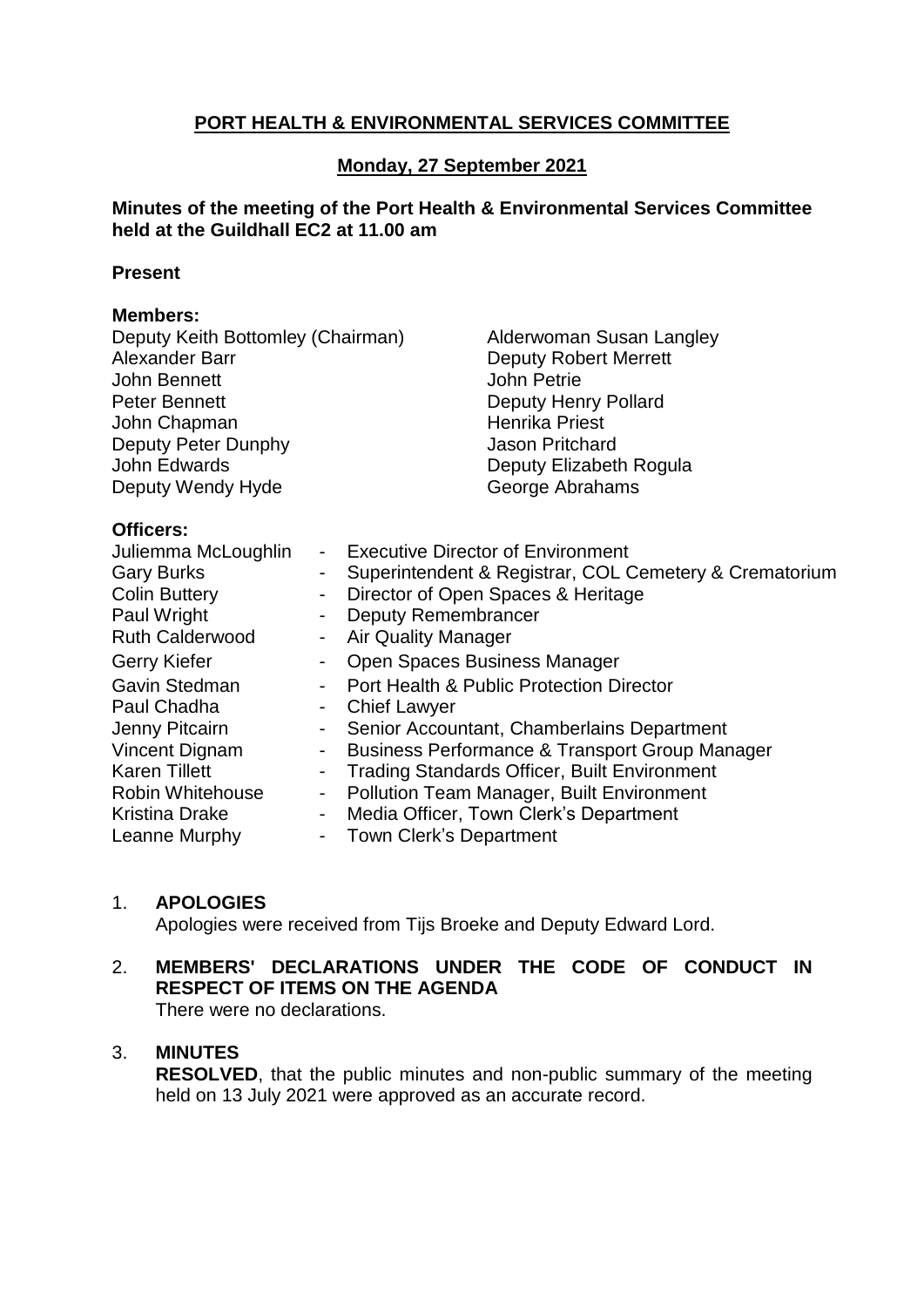# PORT HEALTH & ENVIRONMENTAL SERVICES COMMITTEE

## Monday, 27 September 2021

**Minutes of the meeting of the Port Health & Environmental Services Committee held at the Guildhall EC2 at 11.00 am**

**Present**

**Members:**

Deputy Keith Bottomley (Chairman)
Alexander Barr
John Bennett
Peter Bennett
John Chapman
Deputy Peter Dunphy
John Edwards
Deputy Wendy Hyde
Alderwoman Susan Langley
Deputy Robert Merrett
John Petrie
Deputy Henry Pollard
Henrika Priest
Jason Pritchard
Deputy Elizabeth Rogula
George Abrahams

**Officers:**

| | | |
|---|---|---|
| Juliemma McLoughlin | - | Executive Director of Environment |
| Gary Burks | - | Superintendent & Registrar, COL Cemetery & Crematorium |
| Colin Buttery | - | Director of Open Spaces & Heritage |
| Paul Wright | - | Deputy Remembrancer |
| Ruth Calderwood | - | Air Quality Manager |
| Gerry Kiefer | - | Open Spaces Business Manager |
| Gavin Stedman | - | Port Health & Public Protection Director |
| Paul Chadha | - | Chief Lawyer |
| Jenny Pitcairn | - | Senior Accountant, Chamberlains Department |
| Vincent Dignam | - | Business Performance & Transport Group Manager |
| Karen Tillett | - | Trading Standards Officer, Built Environment |
| Robin Whitehouse | - | Pollution Team Manager, Built Environment |
| Kristina Drake | - | Media Officer, Town Clerk's Department |
| Leanne Murphy | - | Town Clerk's Department |

1. **APOLOGIES**
   Apologies were received from Tijs Broeke and Deputy Edward Lord.

2. **MEMBERS' DECLARATIONS UNDER THE CODE OF CONDUCT IN RESPECT OF ITEMS ON THE AGENDA**
   There were no declarations.

3. **MINUTES**
   **RESOLVED**, that the public minutes and non-public summary of the meeting held on 13 July 2021 were approved as an accurate record.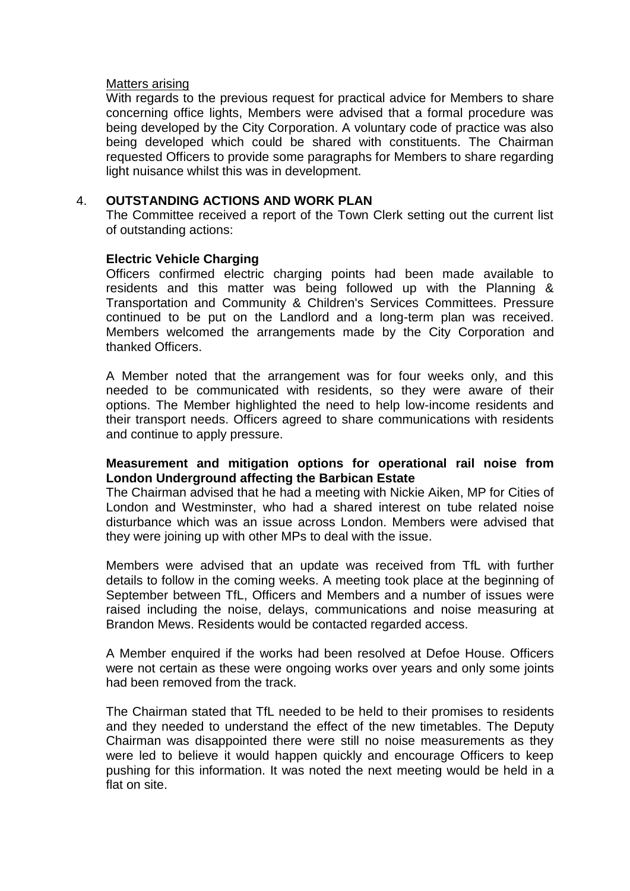Matters arising

With regards to the previous request for practical advice for Members to share concerning office lights, Members were advised that a formal procedure was being developed by the City Corporation. A voluntary code of practice was also being developed which could be shared with constituents. The Chairman requested Officers to provide some paragraphs for Members to share regarding light nuisance whilst this was in development.

4. **OUTSTANDING ACTIONS AND WORK PLAN**

The Committee received a report of the Town Clerk setting out the current list of outstanding actions:

**Electric Vehicle Charging**

Officers confirmed electric charging points had been made available to residents and this matter was being followed up with the Planning & Transportation and Community & Children's Services Committees. Pressure continued to be put on the Landlord and a long-term plan was received. Members welcomed the arrangements made by the City Corporation and thanked Officers.

A Member noted that the arrangement was for four weeks only, and this needed to be communicated with residents, so they were aware of their options. The Member highlighted the need to help low-income residents and their transport needs. Officers agreed to share communications with residents and continue to apply pressure.

**Measurement and mitigation options for operational rail noise from London Underground affecting the Barbican Estate**

The Chairman advised that he had a meeting with Nickie Aiken, MP for Cities of London and Westminster, who had a shared interest on tube related noise disturbance which was an issue across London. Members were advised that they were joining up with other MPs to deal with the issue.

Members were advised that an update was received from TfL with further details to follow in the coming weeks. A meeting took place at the beginning of September between TfL, Officers and Members and a number of issues were raised including the noise, delays, communications and noise measuring at Brandon Mews. Residents would be contacted regarded access.

A Member enquired if the works had been resolved at Defoe House. Officers were not certain as these were ongoing works over years and only some joints had been removed from the track.

The Chairman stated that TfL needed to be held to their promises to residents and they needed to understand the effect of the new timetables. The Deputy Chairman was disappointed there were still no noise measurements as they were led to believe it would happen quickly and encourage Officers to keep pushing for this information. It was noted the next meeting would be held in a flat on site.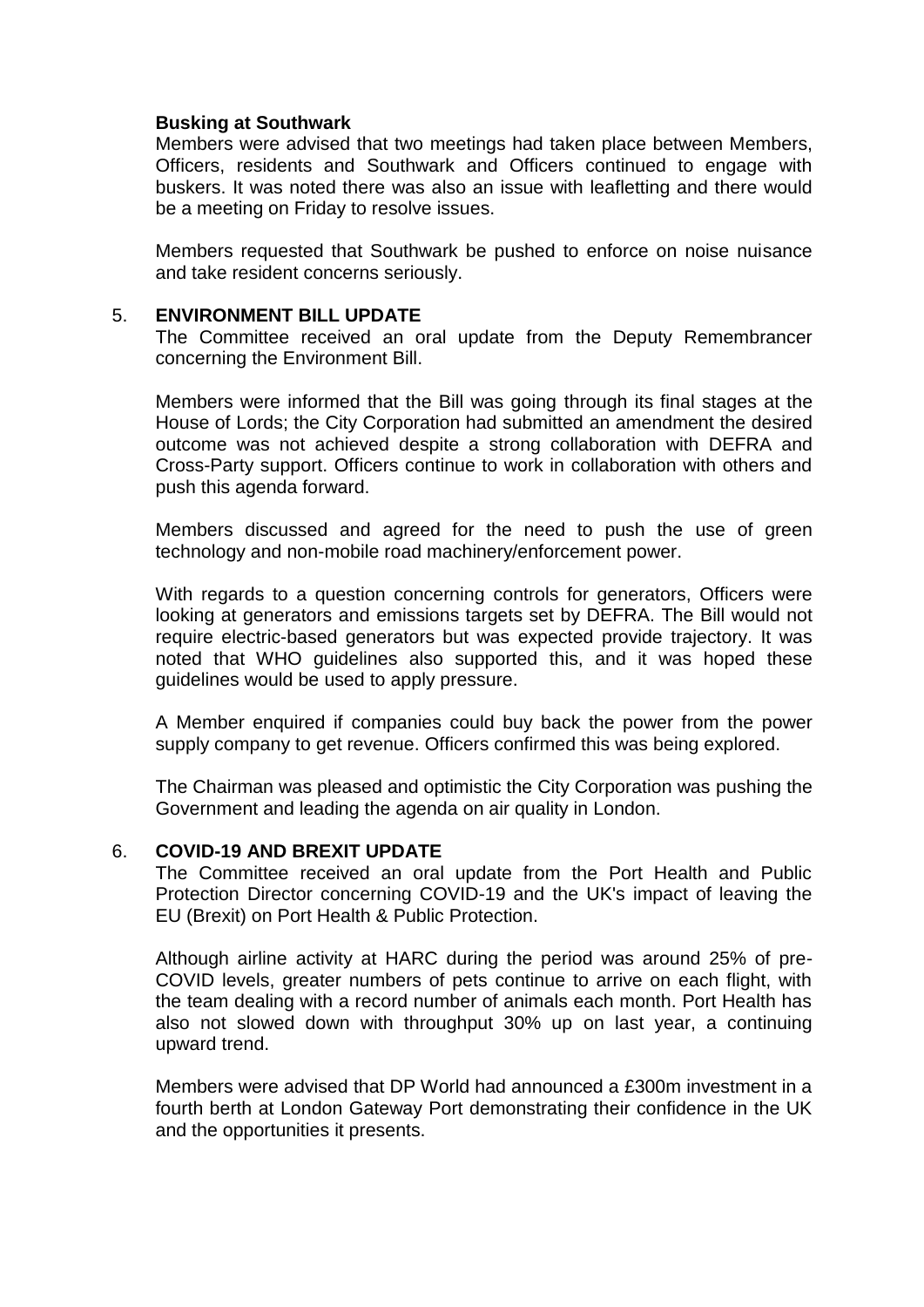**Busking at Southwark**

Members were advised that two meetings had taken place between Members, Officers, residents and Southwark and Officers continued to engage with buskers. It was noted there was also an issue with leafletting and there would be a meeting on Friday to resolve issues.

Members requested that Southwark be pushed to enforce on noise nuisance and take resident concerns seriously.

## 5. ENVIRONMENT BILL UPDATE

The Committee received an oral update from the Deputy Remembrancer concerning the Environment Bill.

Members were informed that the Bill was going through its final stages at the House of Lords; the City Corporation had submitted an amendment the desired outcome was not achieved despite a strong collaboration with DEFRA and Cross-Party support. Officers continue to work in collaboration with others and push this agenda forward.

Members discussed and agreed for the need to push the use of green technology and non-mobile road machinery/enforcement power.

With regards to a question concerning controls for generators, Officers were looking at generators and emissions targets set by DEFRA. The Bill would not require electric-based generators but was expected provide trajectory. It was noted that WHO guidelines also supported this, and it was hoped these guidelines would be used to apply pressure.

A Member enquired if companies could buy back the power from the power supply company to get revenue. Officers confirmed this was being explored.

The Chairman was pleased and optimistic the City Corporation was pushing the Government and leading the agenda on air quality in London.

## 6. COVID-19 AND BREXIT UPDATE

The Committee received an oral update from the Port Health and Public Protection Director concerning COVID-19 and the UK's impact of leaving the EU (Brexit) on Port Health & Public Protection.

Although airline activity at HARC during the period was around 25% of pre-COVID levels, greater numbers of pets continue to arrive on each flight, with the team dealing with a record number of animals each month. Port Health has also not slowed down with throughput 30% up on last year, a continuing upward trend.

Members were advised that DP World had announced a £300m investment in a fourth berth at London Gateway Port demonstrating their confidence in the UK and the opportunities it presents.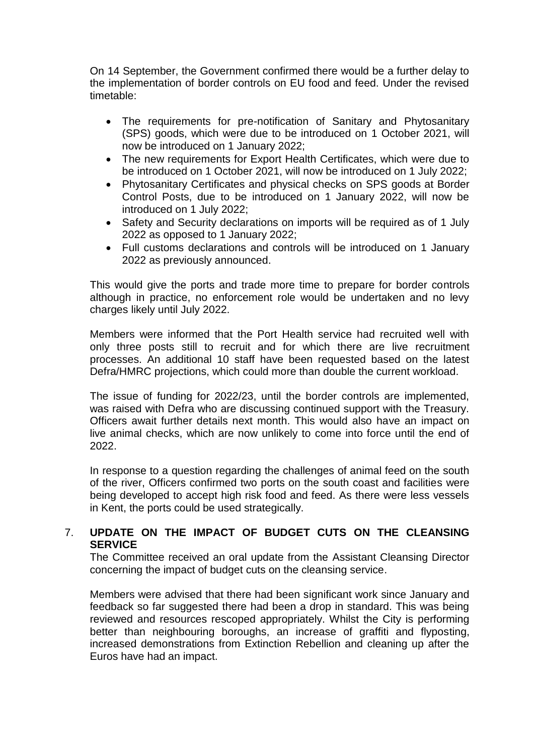On 14 September, the Government confirmed there would be a further delay to the implementation of border controls on EU food and feed. Under the revised timetable:

- The requirements for pre-notification of Sanitary and Phytosanitary (SPS) goods, which were due to be introduced on 1 October 2021, will now be introduced on 1 January 2022;
- The new requirements for Export Health Certificates, which were due to be introduced on 1 October 2021, will now be introduced on 1 July 2022;
- Phytosanitary Certificates and physical checks on SPS goods at Border Control Posts, due to be introduced on 1 January 2022, will now be introduced on 1 July 2022;
- Safety and Security declarations on imports will be required as of 1 July 2022 as opposed to 1 January 2022;
- Full customs declarations and controls will be introduced on 1 January 2022 as previously announced.

This would give the ports and trade more time to prepare for border controls although in practice, no enforcement role would be undertaken and no levy charges likely until July 2022.

Members were informed that the Port Health service had recruited well with only three posts still to recruit and for which there are live recruitment processes. An additional 10 staff have been requested based on the latest Defra/HMRC projections, which could more than double the current workload.

The issue of funding for 2022/23, until the border controls are implemented, was raised with Defra who are discussing continued support with the Treasury. Officers await further details next month. This would also have an impact on live animal checks, which are now unlikely to come into force until the end of 2022.

In response to a question regarding the challenges of animal feed on the south of the river, Officers confirmed two ports on the south coast and facilities were being developed to accept high risk food and feed. As there were less vessels in Kent, the ports could be used strategically.

7. **UPDATE ON THE IMPACT OF BUDGET CUTS ON THE CLEANSING SERVICE**

The Committee received an oral update from the Assistant Cleansing Director concerning the impact of budget cuts on the cleansing service.

Members were advised that there had been significant work since January and feedback so far suggested there had been a drop in standard. This was being reviewed and resources rescoped appropriately. Whilst the City is performing better than neighbouring boroughs, an increase of graffiti and flyposting, increased demonstrations from Extinction Rebellion and cleaning up after the Euros have had an impact.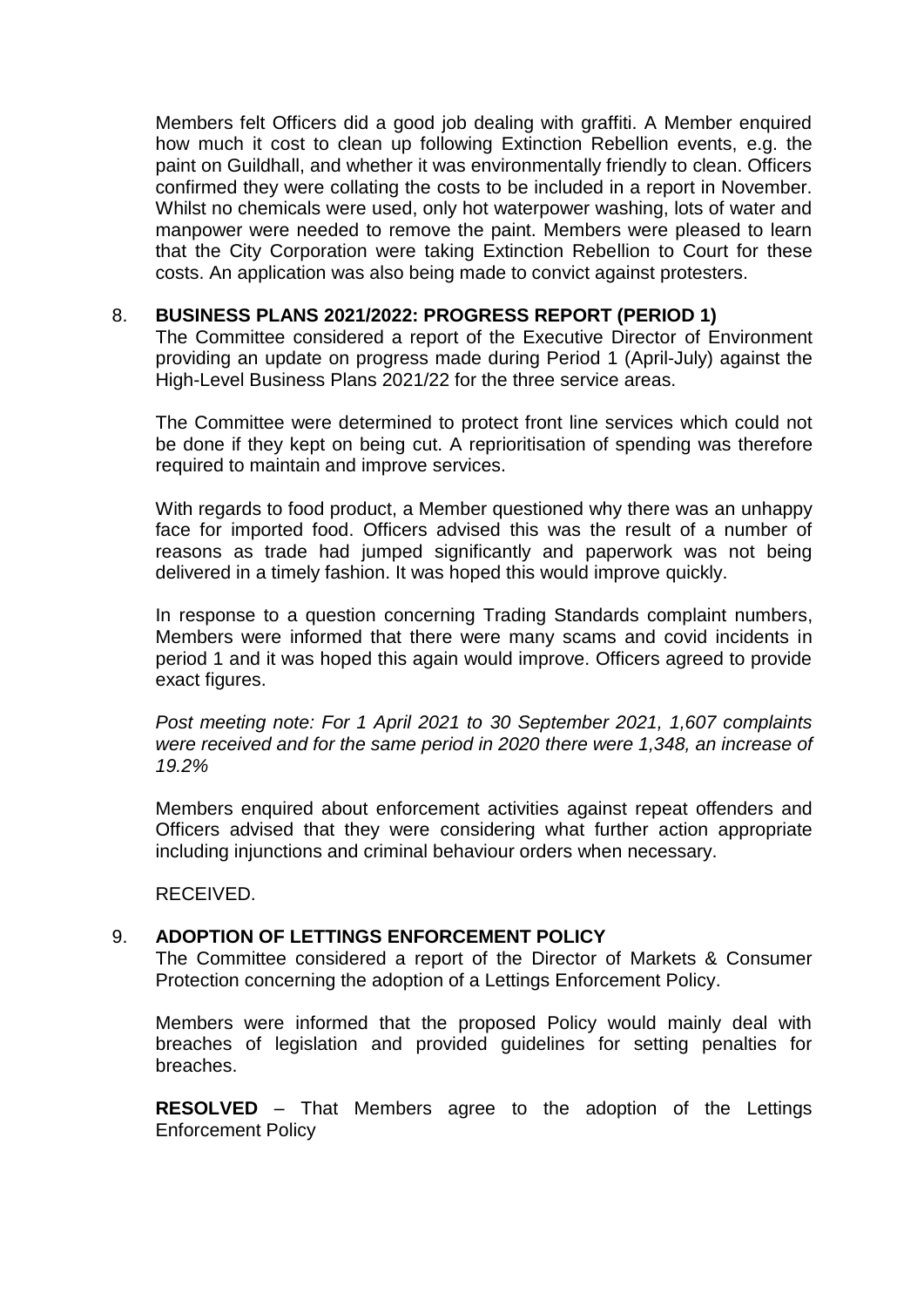Members felt Officers did a good job dealing with graffiti. A Member enquired how much it cost to clean up following Extinction Rebellion events, e.g. the paint on Guildhall, and whether it was environmentally friendly to clean. Officers confirmed they were collating the costs to be included in a report in November. Whilst no chemicals were used, only hot waterpower washing, lots of water and manpower were needed to remove the paint. Members were pleased to learn that the City Corporation were taking Extinction Rebellion to Court for these costs. An application was also being made to convict against protesters.

## 8. BUSINESS PLANS 2021/2022: PROGRESS REPORT (PERIOD 1)

The Committee considered a report of the Executive Director of Environment providing an update on progress made during Period 1 (April-July) against the High-Level Business Plans 2021/22 for the three service areas.

The Committee were determined to protect front line services which could not be done if they kept on being cut. A reprioritisation of spending was therefore required to maintain and improve services.

With regards to food product, a Member questioned why there was an unhappy face for imported food. Officers advised this was the result of a number of reasons as trade had jumped significantly and paperwork was not being delivered in a timely fashion. It was hoped this would improve quickly.

In response to a question concerning Trading Standards complaint numbers, Members were informed that there were many scams and covid incidents in period 1 and it was hoped this again would improve. Officers agreed to provide exact figures.

*Post meeting note: For 1 April 2021 to 30 September 2021, 1,607 complaints were received and for the same period in 2020 there were 1,348, an increase of 19.2%*

Members enquired about enforcement activities against repeat offenders and Officers advised that they were considering what further action appropriate including injunctions and criminal behaviour orders when necessary.

RECEIVED.

## 9. ADOPTION OF LETTINGS ENFORCEMENT POLICY

The Committee considered a report of the Director of Markets & Consumer Protection concerning the adoption of a Lettings Enforcement Policy.

Members were informed that the proposed Policy would mainly deal with breaches of legislation and provided guidelines for setting penalties for breaches.

**RESOLVED** – That Members agree to the adoption of the Lettings Enforcement Policy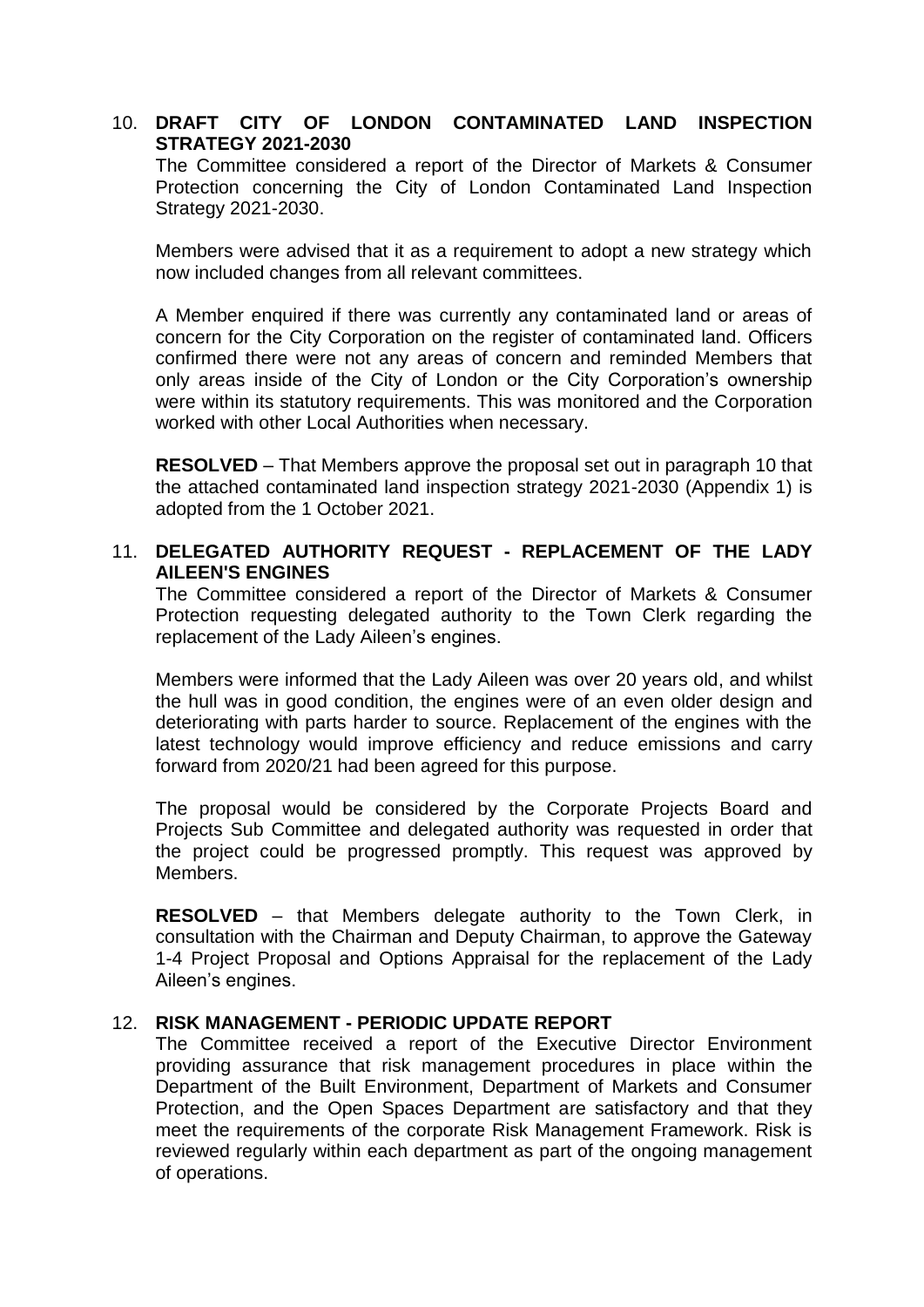10. **DRAFT CITY OF LONDON CONTAMINATED LAND INSPECTION STRATEGY 2021-2030**

The Committee considered a report of the Director of Markets & Consumer Protection concerning the City of London Contaminated Land Inspection Strategy 2021-2030.

Members were advised that it as a requirement to adopt a new strategy which now included changes from all relevant committees.

A Member enquired if there was currently any contaminated land or areas of concern for the City Corporation on the register of contaminated land. Officers confirmed there were not any areas of concern and reminded Members that only areas inside of the City of London or the City Corporation's ownership were within its statutory requirements. This was monitored and the Corporation worked with other Local Authorities when necessary.

**RESOLVED** – That Members approve the proposal set out in paragraph 10 that the attached contaminated land inspection strategy 2021-2030 (Appendix 1) is adopted from the 1 October 2021.

11. **DELEGATED AUTHORITY REQUEST - REPLACEMENT OF THE LADY AILEEN'S ENGINES**

The Committee considered a report of the Director of Markets & Consumer Protection requesting delegated authority to the Town Clerk regarding the replacement of the Lady Aileen's engines.

Members were informed that the Lady Aileen was over 20 years old, and whilst the hull was in good condition, the engines were of an even older design and deteriorating with parts harder to source. Replacement of the engines with the latest technology would improve efficiency and reduce emissions and carry forward from 2020/21 had been agreed for this purpose.

The proposal would be considered by the Corporate Projects Board and Projects Sub Committee and delegated authority was requested in order that the project could be progressed promptly. This request was approved by Members.

**RESOLVED** – that Members delegate authority to the Town Clerk, in consultation with the Chairman and Deputy Chairman, to approve the Gateway 1-4 Project Proposal and Options Appraisal for the replacement of the Lady Aileen's engines.

12. **RISK MANAGEMENT - PERIODIC UPDATE REPORT**

The Committee received a report of the Executive Director Environment providing assurance that risk management procedures in place within the Department of the Built Environment, Department of Markets and Consumer Protection, and the Open Spaces Department are satisfactory and that they meet the requirements of the corporate Risk Management Framework. Risk is reviewed regularly within each department as part of the ongoing management of operations.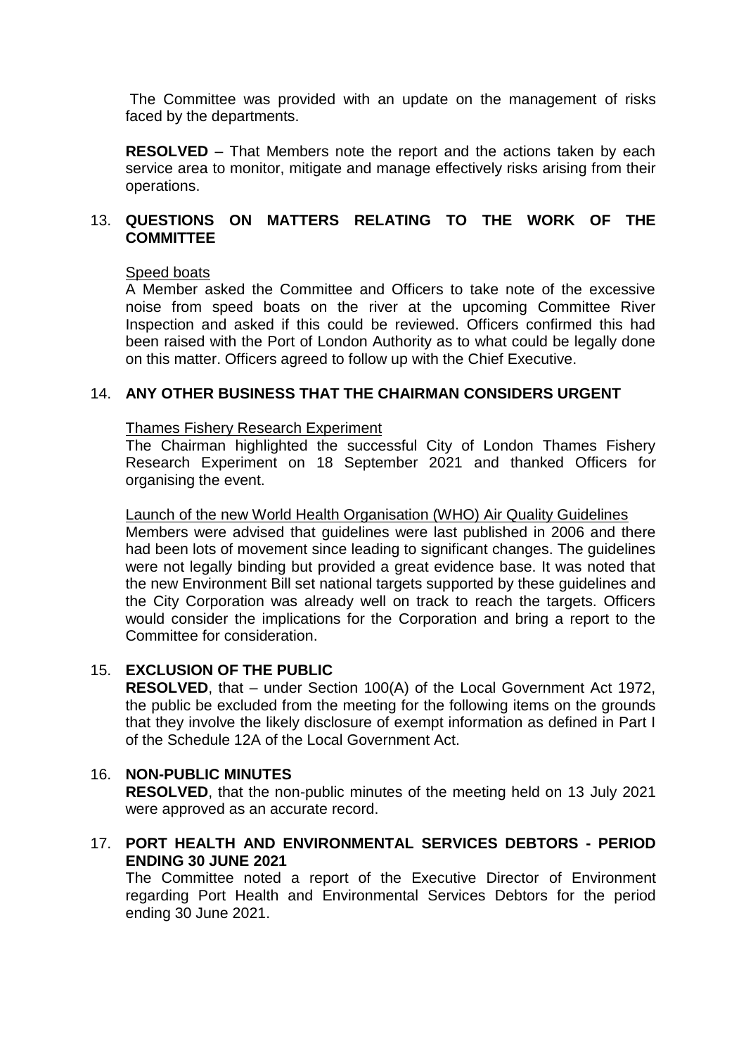The Committee was provided with an update on the management of risks faced by the departments.

**RESOLVED** – That Members note the report and the actions taken by each service area to monitor, mitigate and manage effectively risks arising from their operations.

## 13. QUESTIONS ON MATTERS RELATING TO THE WORK OF THE COMMITTEE

Speed boats

A Member asked the Committee and Officers to take note of the excessive noise from speed boats on the river at the upcoming Committee River Inspection and asked if this could be reviewed. Officers confirmed this had been raised with the Port of London Authority as to what could be legally done on this matter. Officers agreed to follow up with the Chief Executive.

## 14. ANY OTHER BUSINESS THAT THE CHAIRMAN CONSIDERS URGENT

Thames Fishery Research Experiment

The Chairman highlighted the successful City of London Thames Fishery Research Experiment on 18 September 2021 and thanked Officers for organising the event.

Launch of the new World Health Organisation (WHO) Air Quality Guidelines

Members were advised that guidelines were last published in 2006 and there had been lots of movement since leading to significant changes. The guidelines were not legally binding but provided a great evidence base. It was noted that the new Environment Bill set national targets supported by these guidelines and the City Corporation was already well on track to reach the targets. Officers would consider the implications for the Corporation and bring a report to the Committee for consideration.

## 15. EXCLUSION OF THE PUBLIC

**RESOLVED**, that – under Section 100(A) of the Local Government Act 1972, the public be excluded from the meeting for the following items on the grounds that they involve the likely disclosure of exempt information as defined in Part I of the Schedule 12A of the Local Government Act.

## 16. NON-PUBLIC MINUTES

**RESOLVED**, that the non-public minutes of the meeting held on 13 July 2021 were approved as an accurate record.

## 17. PORT HEALTH AND ENVIRONMENTAL SERVICES DEBTORS - PERIOD ENDING 30 JUNE 2021

The Committee noted a report of the Executive Director of Environment regarding Port Health and Environmental Services Debtors for the period ending 30 June 2021.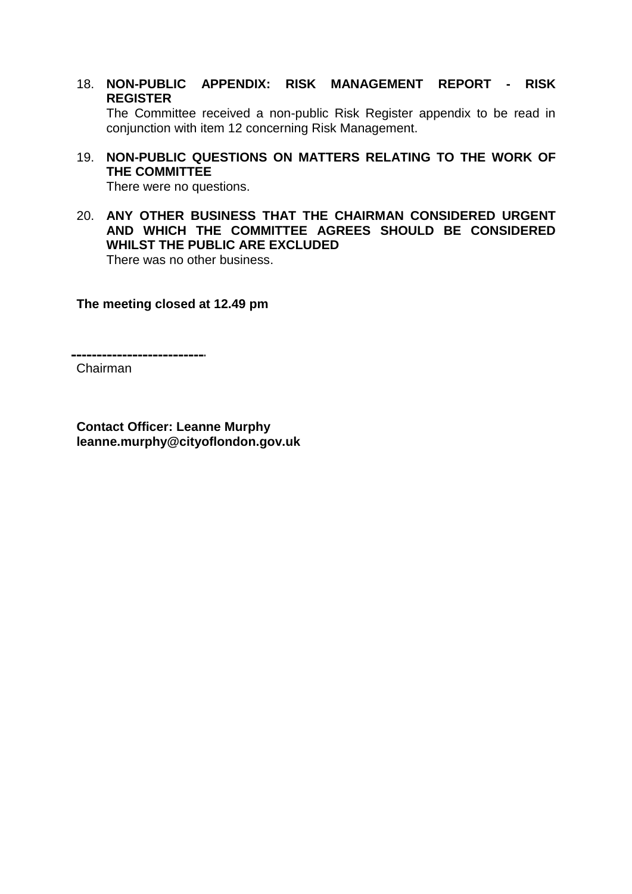18. **NON-PUBLIC APPENDIX: RISK MANAGEMENT REPORT - RISK REGISTER**
    The Committee received a non-public Risk Register appendix to be read in conjunction with item 12 concerning Risk Management.

19. **NON-PUBLIC QUESTIONS ON MATTERS RELATING TO THE WORK OF THE COMMITTEE**
    There were no questions.

20. **ANY OTHER BUSINESS THAT THE CHAIRMAN CONSIDERED URGENT AND WHICH THE COMMITTEE AGREES SHOULD BE CONSIDERED WHILST THE PUBLIC ARE EXCLUDED**
    There was no other business.

**The meeting closed at 12.49 pm**

---------------------------

Chairman

**Contact Officer: Leanne Murphy**
**leanne.murphy@cityoflondon.gov.uk**